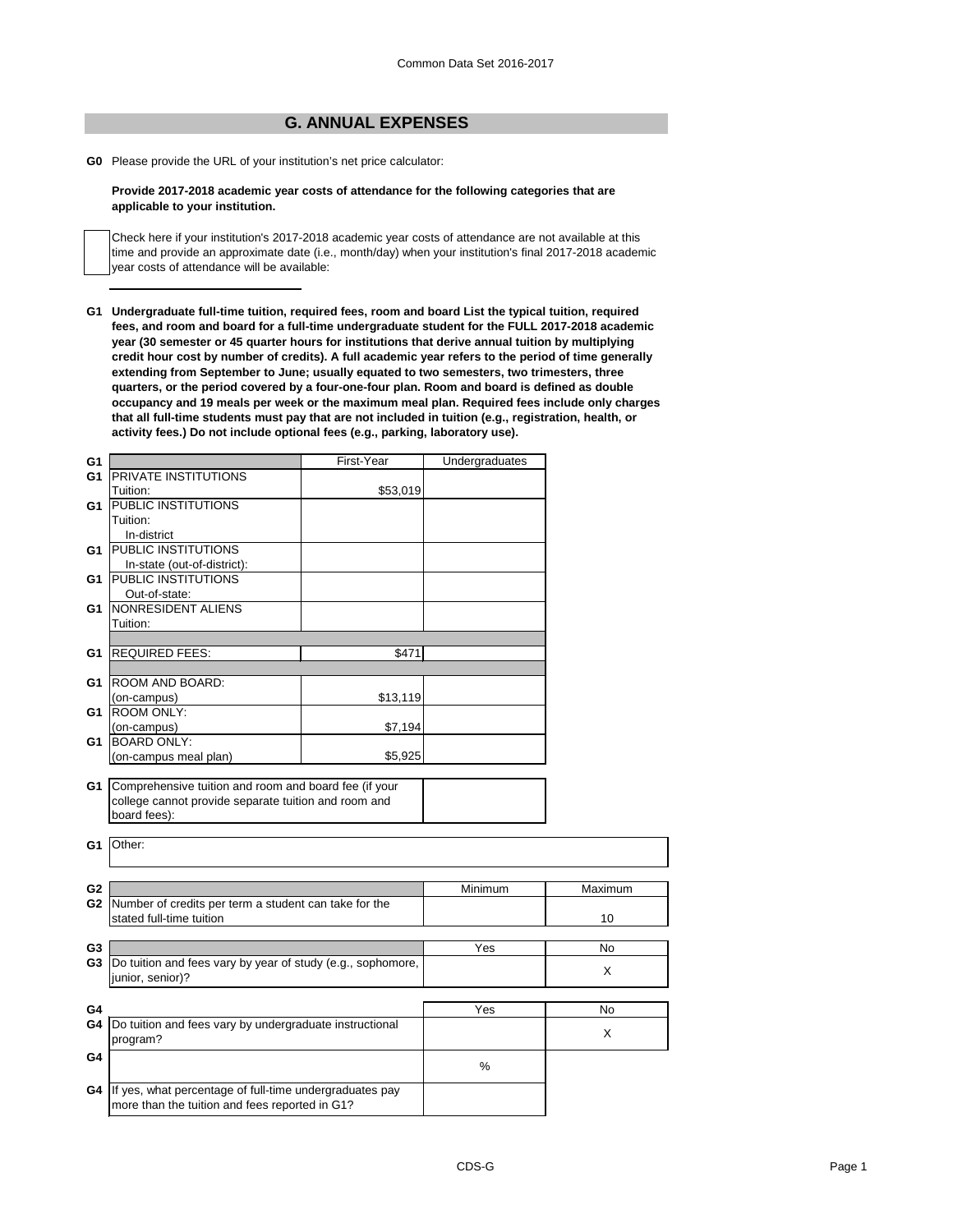## G. ANNUAL EXPENSES

**G0** Please provide the URL of your institution's net price calculator:

**Provide 2017-2018 academic year costs of attendance for the following categories that are applicable to your institution.**

☐ Check here if your institution's 2017-2018 academic year costs of attendance are not available at this time and provide an approximate date (i.e., month/day) when your institution's final 2017-2018 academic year costs of attendance will be available:

**G1 Undergraduate full-time tuition, required fees, room and board List the typical tuition, required fees, and room and board for a full-time undergraduate student for the FULL 2017-2018 academic year (30 semester or 45 quarter hours for institutions that derive annual tuition by multiplying credit hour cost by number of credits). A full academic year refers to the period of time generally extending from September to June; usually equated to two semesters, two trimesters, three quarters, or the period covered by a four-one-four plan. Room and board is defined as double occupancy and 19 meals per week or the maximum meal plan. Required fees include only charges that all full-time students must pay that are not included in tuition (e.g., registration, health, or activity fees.) Do not include optional fees (e.g., parking, laboratory use).**

| | | First-Year | Undergraduates |
|---|---|---|---|
| G1 | PRIVATE INSTITUTIONS Tuition: | $53,019 | |
| G1 | PUBLIC INSTITUTIONS Tuition: In-district | | |
| G1 | PUBLIC INSTITUTIONS In-state (out-of-district): | | |
| G1 | PUBLIC INSTITUTIONS Out-of-state: | | |
| G1 | NONRESIDENT ALIENS Tuition: | | |
| G1 | REQUIRED FEES: | $471 | |
| G1 | ROOM AND BOARD: (on-campus) | $13,119 | |
| G1 | ROOM ONLY: (on-campus) | $7,194 | |
| G1 | BOARD ONLY: (on-campus meal plan) | $5,925 | |

| | | |
|---|---|---|
| G1 | Comprehensive tuition and room and board fee (if your college cannot provide separate tuition and room and board fees): | |

| | |
|---|---|
| G1 | Other: |

| | | Minimum | Maximum |
|---|---|---|---|
| G2 | Number of credits per term a student can take for the stated full-time tuition | | 10 |

| | | Yes | No |
|---|---|---|---|
| G3 | Do tuition and fees vary by year of study (e.g., sophomore, junior, senior)? | | X |

| | | Yes | No |
|---|---|---|---|
| G4 | Do tuition and fees vary by undergraduate instructional program? | | X |
| G4 | | % | |
| G4 | If yes, what percentage of full-time undergraduates pay more than the tuition and fees reported in G1? | | |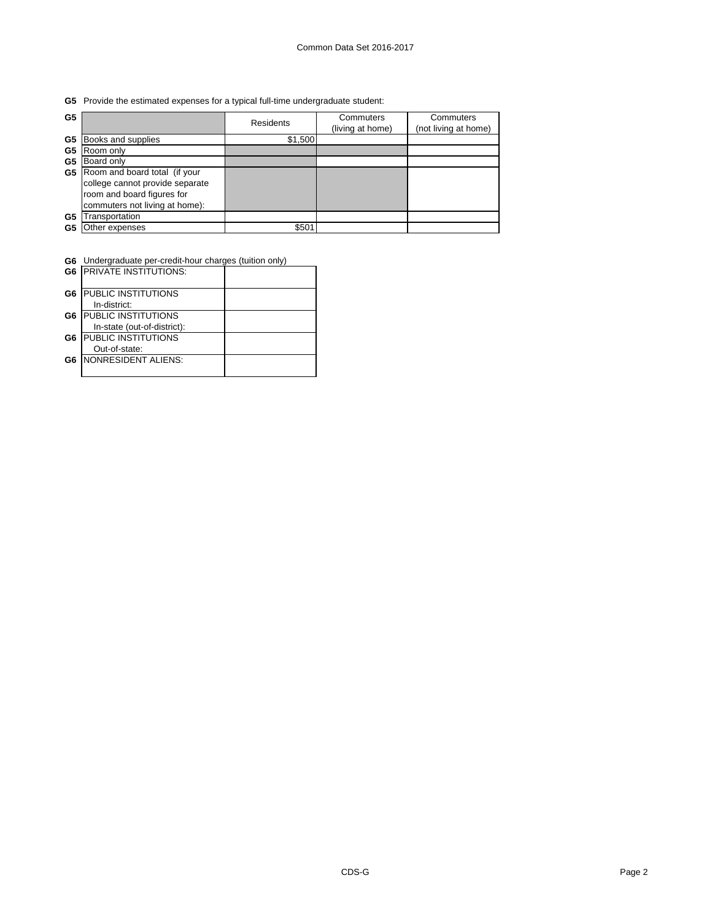**G5** Provide the estimated expenses for a typical full-time undergraduate student:

| | Residents | Commuters (living at home) | Commuters (not living at home) |
|---|---|---|---|
| Books and supplies | $1,500 | | |
| Room only | | | |
| Board only | | | |
| Room and board total (if your college cannot provide separate room and board figures for commuters not living at home): | | | |
| Transportation | | | |
| Other expenses | $501 | | |

**G6** Undergraduate per-credit-hour charges (tuition only)

| | |
|---|---|
| PRIVATE INSTITUTIONS: | |
| PUBLIC INSTITUTIONS In-district: | |
| PUBLIC INSTITUTIONS In-state (out-of-district): | |
| PUBLIC INSTITUTIONS Out-of-state: | |
| NONRESIDENT ALIENS: | |